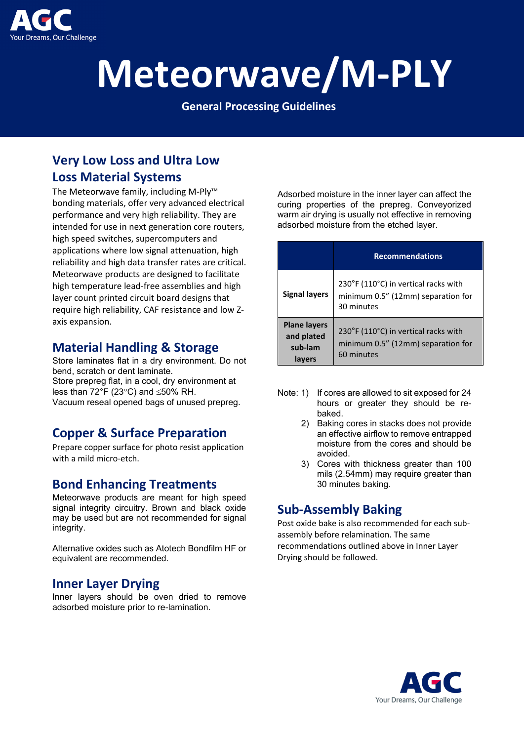# Meteorwave/M-PLY

**General Processing Guidelines**

## Very Low Loss and Ultra Low Loss Material Systems

The Meteorwave family, including M-Ply™ bonding materials, offer very advanced electrical performance and very high reliability. They are intended for use in next generation core routers, high speed switches, supercomputers and applications where low signal attenuation, high reliability and high data transfer rates are critical. Meteorwave products are designed to facilitate high temperature lead-free assemblies and high layer count printed circuit board designs that require high reliability, CAF resistance and low Z-axis expansion.

## Material Handling & Storage

Store laminates flat in a dry environment. Do not bend, scratch or dent laminate.
Store prepreg flat, in a cool, dry environment at less than 72°F (23°C) and ≤50% RH.
Vacuum reseal opened bags of unused prepreg.

## Copper & Surface Preparation

Prepare copper surface for photo resist application with a mild micro-etch.

## Bond Enhancing Treatments

Meteorwave products are meant for high speed signal integrity circuitry. Brown and black oxide may be used but are not recommended for signal integrity.

Alternative oxides such as Atotech Bondfilm HF or equivalent are recommended.

## Inner Layer Drying

Inner layers should be oven dried to remove adsorbed moisture prior to re-lamination.

Adsorbed moisture in the inner layer can affect the curing properties of the prepreg. Conveyorized warm air drying is usually not effective in removing adsorbed moisture from the etched layer.

| | Recommendations |
|---|---|
| **Signal layers** | 230°F (110°C) in vertical racks with minimum 0.5" (12mm) separation for 30 minutes |
| **Plane layers and plated sub-lam layers** | 230°F (110°C) in vertical racks with minimum 0.5" (12mm) separation for 60 minutes |

Note:
1) If cores are allowed to sit exposed for 24 hours or greater they should be re-baked.
2) Baking cores in stacks does not provide an effective airflow to remove entrapped moisture from the cores and should be avoided.
3) Cores with thickness greater than 100 mils (2.54mm) may require greater than 30 minutes baking.

## Sub-Assembly Baking

Post oxide bake is also recommended for each sub-assembly before relamination. The same recommendations outlined above in Inner Layer Drying should be followed.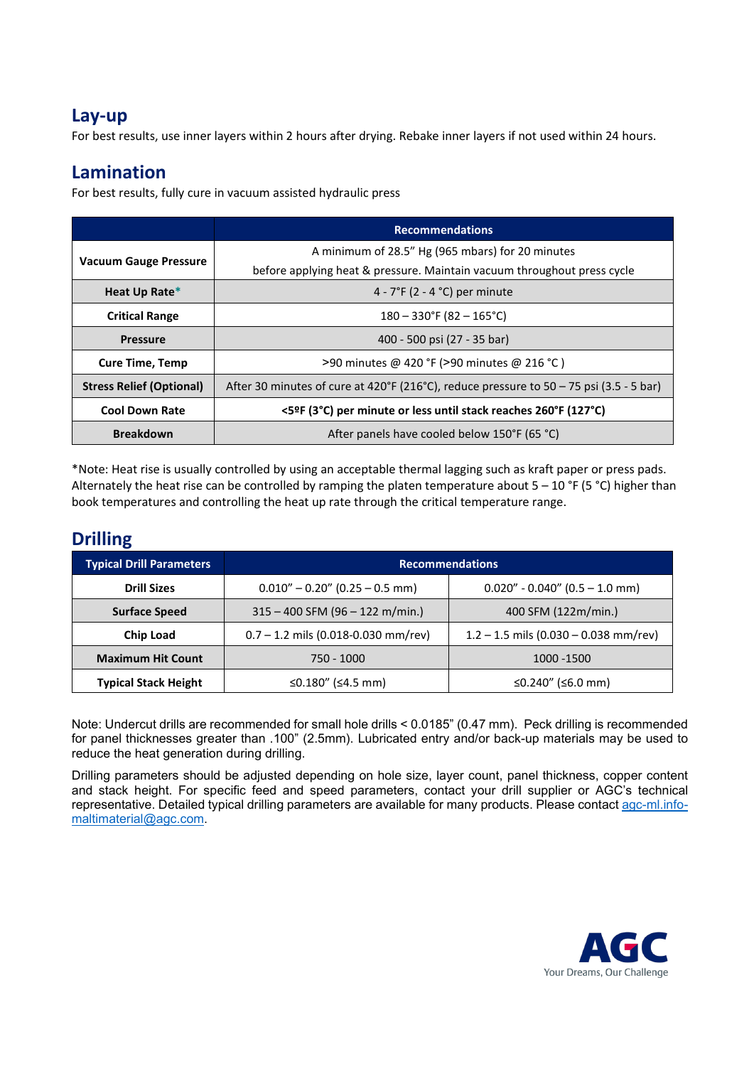## Lay-up

For best results, use inner layers within 2 hours after drying. Rebake inner layers if not used within 24 hours.

## Lamination

For best results, fully cure in vacuum assisted hydraulic press

| | Recommendations |
|---|---|
| **Vacuum Gauge Pressure** | A minimum of 28.5" Hg (965 mbars) for 20 minutes before applying heat & pressure. Maintain vacuum throughout press cycle |
| **Heat Up Rate*** | 4 - 7°F (2 - 4 °C) per minute |
| **Critical Range** | 180 – 330°F (82 – 165°C) |
| **Pressure** | 400 - 500 psi (27 - 35 bar) |
| **Cure Time, Temp** | >90 minutes @ 420 °F (>90 minutes @ 216 °C ) |
| **Stress Relief (Optional)** | After 30 minutes of cure at 420°F (216°C), reduce pressure to 50 – 75 psi (3.5 - 5 bar) |
| **Cool Down Rate** | **<5ºF (3°C) per minute or less until stack reaches 260°F (127°C)** |
| **Breakdown** | After panels have cooled below 150°F (65 °C) |

*Note: Heat rise is usually controlled by using an acceptable thermal lagging such as kraft paper or press pads. Alternately the heat rise can be controlled by ramping the platen temperature about 5 – 10 °F (5 °C) higher than book temperatures and controlling the heat up rate through the critical temperature range.

## Drilling

| Typical Drill Parameters | Recommendations | |
|---|---|---|
| **Drill Sizes** | 0.010" – 0.20" (0.25 – 0.5 mm) | 0.020" - 0.040" (0.5 – 1.0 mm) |
| **Surface Speed** | 315 – 400 SFM (96 – 122 m/min.) | 400 SFM (122m/min.) |
| **Chip Load** | 0.7 – 1.2 mils (0.018-0.030 mm/rev) | 1.2 – 1.5 mils (0.030 – 0.038 mm/rev) |
| **Maximum Hit Count** | 750 - 1000 | 1000 -1500 |
| **Typical Stack Height** | ≤0.180" (≤4.5 mm) | ≤0.240" (≤6.0 mm) |

Note: Undercut drills are recommended for small hole drills < 0.0185" (0.47 mm). Peck drilling is recommended for panel thicknesses greater than .100" (2.5mm). Lubricated entry and/or back-up materials may be used to reduce the heat generation during drilling.

Drilling parameters should be adjusted depending on hole size, layer count, panel thickness, copper content and stack height. For specific feed and speed parameters, contact your drill supplier or AGC's technical representative. Detailed typical drilling parameters are available for many products. Please contact agc-ml.info-maltimaterial@agc.com.

AGC
Your Dreams, Our Challenge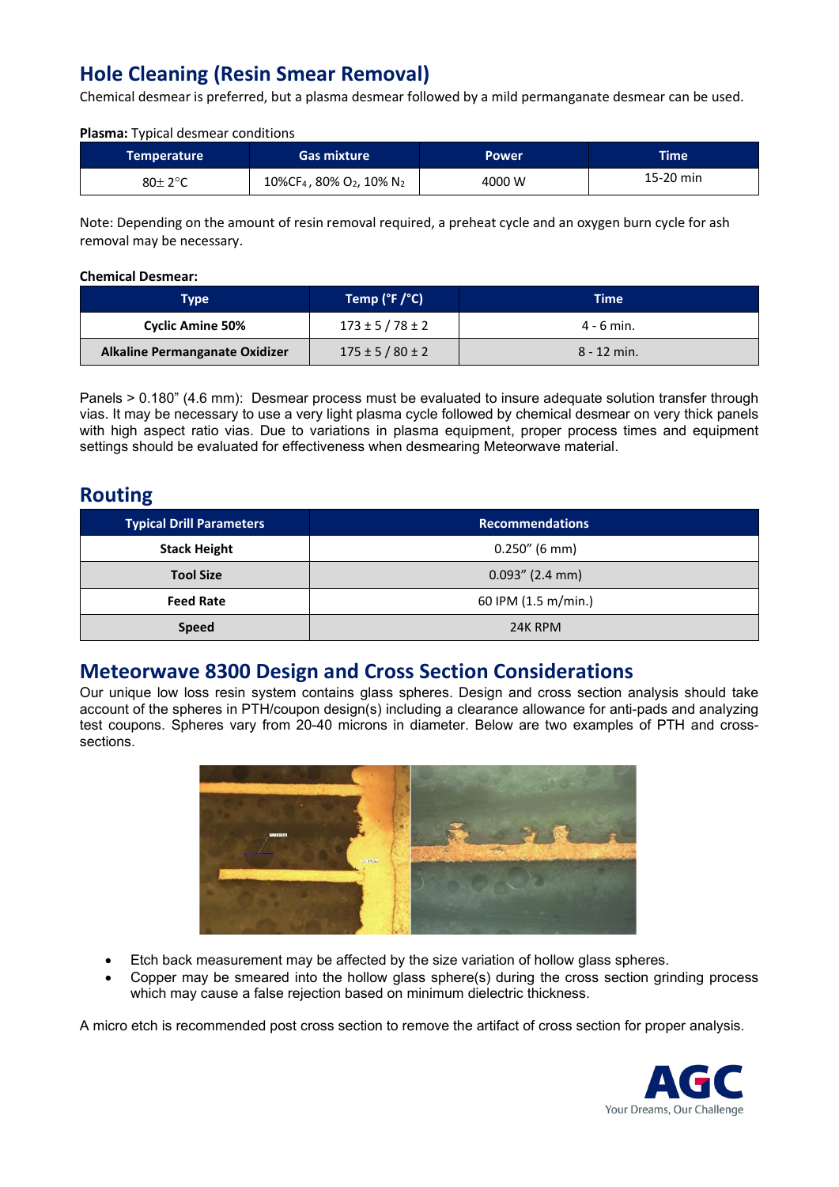## Hole Cleaning (Resin Smear Removal)

Chemical desmear is preferred, but a plasma desmear followed by a mild permanganate desmear can be used.

**Plasma:** Typical desmear conditions

| Temperature | Gas mixture | Power | Time |
|---|---|---|---|
| 80± 2°C | 10%$CF_4$ , 80% $O_2$, 10% $N_2$ | 4000 W | 15-20 min |

Note: Depending on the amount of resin removal required, a preheat cycle and an oxygen burn cycle for ash removal may be necessary.

**Chemical Desmear:**

| Type | Temp (°F /°C) | Time |
|---|---|---|
| **Cyclic Amine 50%** | 173 ± 5 / 78 ± 2 | 4 - 6 min. |
| **Alkaline Permanganate Oxidizer** | 175 ± 5 / 80 ± 2 | 8 - 12 min. |

Panels > 0.180" (4.6 mm): Desmear process must be evaluated to insure adequate solution transfer through vias. It may be necessary to use a very light plasma cycle followed by chemical desmear on very thick panels with high aspect ratio vias. Due to variations in plasma equipment, proper process times and equipment settings should be evaluated for effectiveness when desmearing Meteorwave material.

## Routing

| Typical Drill Parameters | Recommendations |
|---|---|
| **Stack Height** | 0.250" (6 mm) |
| **Tool Size** | 0.093" (2.4 mm) |
| **Feed Rate** | 60 IPM (1.5 m/min.) |
| **Speed** | 24K RPM |

## Meteorwave 8300 Design and Cross Section Considerations

Our unique low loss resin system contains glass spheres. Design and cross section analysis should take account of the spheres in PTH/coupon design(s) including a clearance allowance for anti-pads and analyzing test coupons. Spheres vary from 20-40 microns in diameter. Below are two examples of PTH and cross-sections.

- Etch back measurement may be affected by the size variation of hollow glass spheres.
- Copper may be smeared into the hollow glass sphere(s) during the cross section grinding process which may cause a false rejection based on minimum dielectric thickness.

A micro etch is recommended post cross section to remove the artifact of cross section for proper analysis.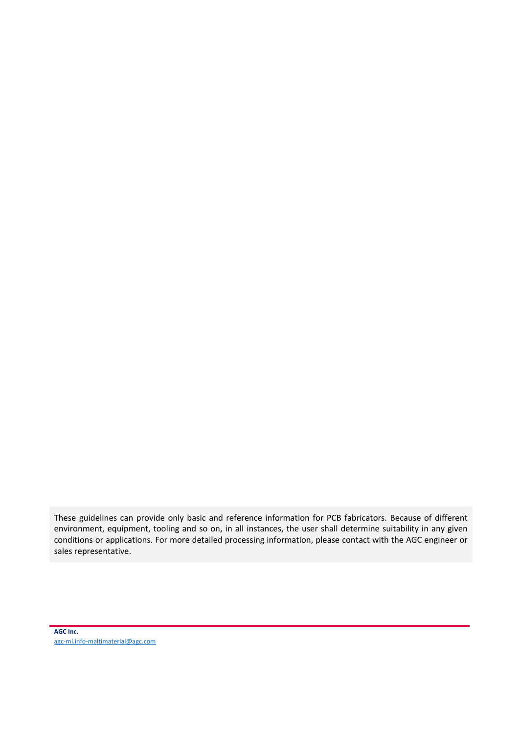These guidelines can provide only basic and reference information for PCB fabricators. Because of different environment, equipment, tooling and so on, in all instances, the user shall determine suitability in any given conditions or applications. For more detailed processing information, please contact with the AGC engineer or sales representative.

**AGC Inc.**
agc-ml.info-maltimaterial@agc.com